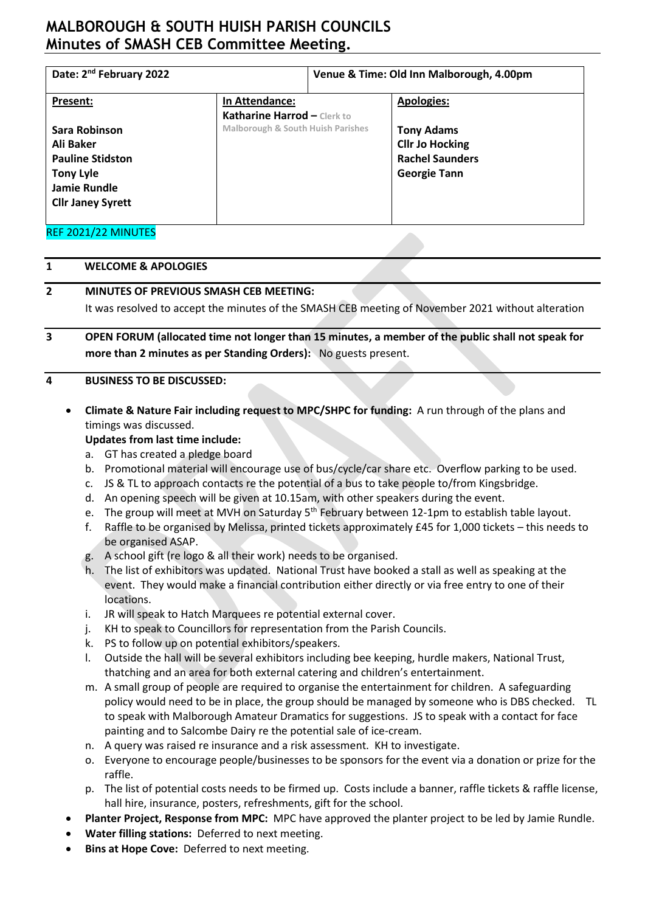# MALBOROUGH & SOUTH HUISH PARISH COUNCILS
# Minutes of SMASH CEB Committee Meeting.

| Date: 2nd February 2022 | | Venue & Time: Old Inn Malborough, 4.00pm |
|---|---|---|
| **Present:**<br><br>**Sara Robinson**<br>**Ali Baker**<br>**Pauline Stidston**<br>**Tony Lyle**<br>**Jamie Rundle**<br>**Cllr Janey Syrett** | **In Attendance:**<br>**Katharine Harrod** – Clerk to Malborough & South Huish Parishes | **Apologies:**<br><br>**Tony Adams**<br>**Cllr Jo Hocking**<br>**Rachel Saunders**<br>**Georgie Tann** |

REF 2021/22 MINUTES

**1 WELCOME & APOLOGIES**

**2 MINUTES OF PREVIOUS SMASH CEB MEETING:**

It was resolved to accept the minutes of the SMASH CEB meeting of November 2021 without alteration

**3 OPEN FORUM (allocated time not longer than 15 minutes, a member of the public shall not speak for more than 2 minutes as per Standing Orders):** No guests present.

**4 BUSINESS TO BE DISCUSSED:**

- **Climate & Nature Fair including request to MPC/SHPC for funding:** A run through of the plans and timings was discussed.

  **Updates from last time include:**

  a. GT has created a pledge board
  b. Promotional material will encourage use of bus/cycle/car share etc. Overflow parking to be used.
  c. JS & TL to approach contacts re the potential of a bus to take people to/from Kingsbridge.
  d. An opening speech will be given at 10.15am, with other speakers during the event.
  e. The group will meet at MVH on Saturday 5th February between 12-1pm to establish table layout.
  f. Raffle to be organised by Melissa, printed tickets approximately £45 for 1,000 tickets – this needs to be organised ASAP.
  g. A school gift (re logo & all their work) needs to be organised.
  h. The list of exhibitors was updated. National Trust have booked a stall as well as speaking at the event. They would make a financial contribution either directly or via free entry to one of their locations.
  i. JR will speak to Hatch Marquees re potential external cover.
  j. KH to speak to Councillors for representation from the Parish Councils.
  k. PS to follow up on potential exhibitors/speakers.
  l. Outside the hall will be several exhibitors including bee keeping, hurdle makers, National Trust, thatching and an area for both external catering and children's entertainment.
  m. A small group of people are required to organise the entertainment for children. A safeguarding policy would need to be in place, the group should be managed by someone who is DBS checked. TL to speak with Malborough Amateur Dramatics for suggestions. JS to speak with a contact for face painting and to Salcombe Dairy re the potential sale of ice-cream.
  n. A query was raised re insurance and a risk assessment. KH to investigate.
  o. Everyone to encourage people/businesses to be sponsors for the event via a donation or prize for the raffle.
  p. The list of potential costs needs to be firmed up. Costs include a banner, raffle tickets & raffle license, hall hire, insurance, posters, refreshments, gift for the school.

- **Planter Project, Response from MPC:** MPC have approved the planter project to be led by Jamie Rundle.
- **Water filling stations:** Deferred to next meeting.
- **Bins at Hope Cove:** Deferred to next meeting.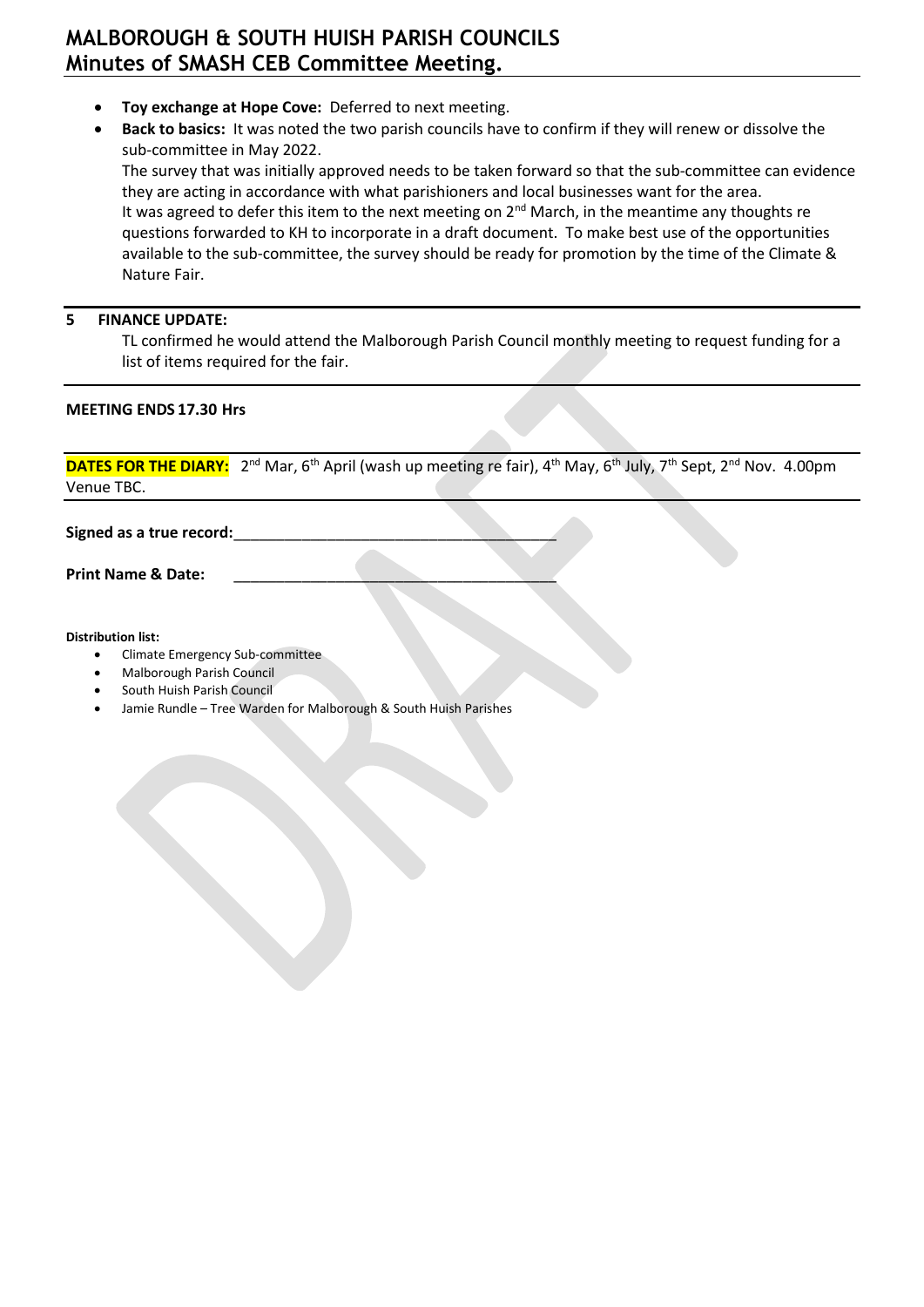- **Toy exchange at Hope Cove:** Deferred to next meeting.
- **Back to basics:** It was noted the two parish councils have to confirm if they will renew or dissolve the sub-committee in May 2022.
  The survey that was initially approved needs to be taken forward so that the sub-committee can evidence they are acting in accordance with what parishioners and local businesses want for the area.
  It was agreed to defer this item to the next meeting on 2nd March, in the meantime any thoughts re questions forwarded to KH to incorporate in a draft document. To make best use of the opportunities available to the sub-committee, the survey should be ready for promotion by the time of the Climate & Nature Fair.

## 5 FINANCE UPDATE:

TL confirmed he would attend the Malborough Parish Council monthly meeting to request funding for a list of items required for the fair.

**MEETING ENDS 17.30 Hrs**

**DATES FOR THE DIARY:** 2nd Mar, 6th April (wash up meeting re fair), 4th May, 6th July, 7th Sept, 2nd Nov. 4.00pm Venue TBC.

**Signed as a true record:**______________________________________

**Print Name & Date:** ______________________________________

**Distribution list:**

- Climate Emergency Sub-committee
- Malborough Parish Council
- South Huish Parish Council
- Jamie Rundle – Tree Warden for Malborough & South Huish Parishes